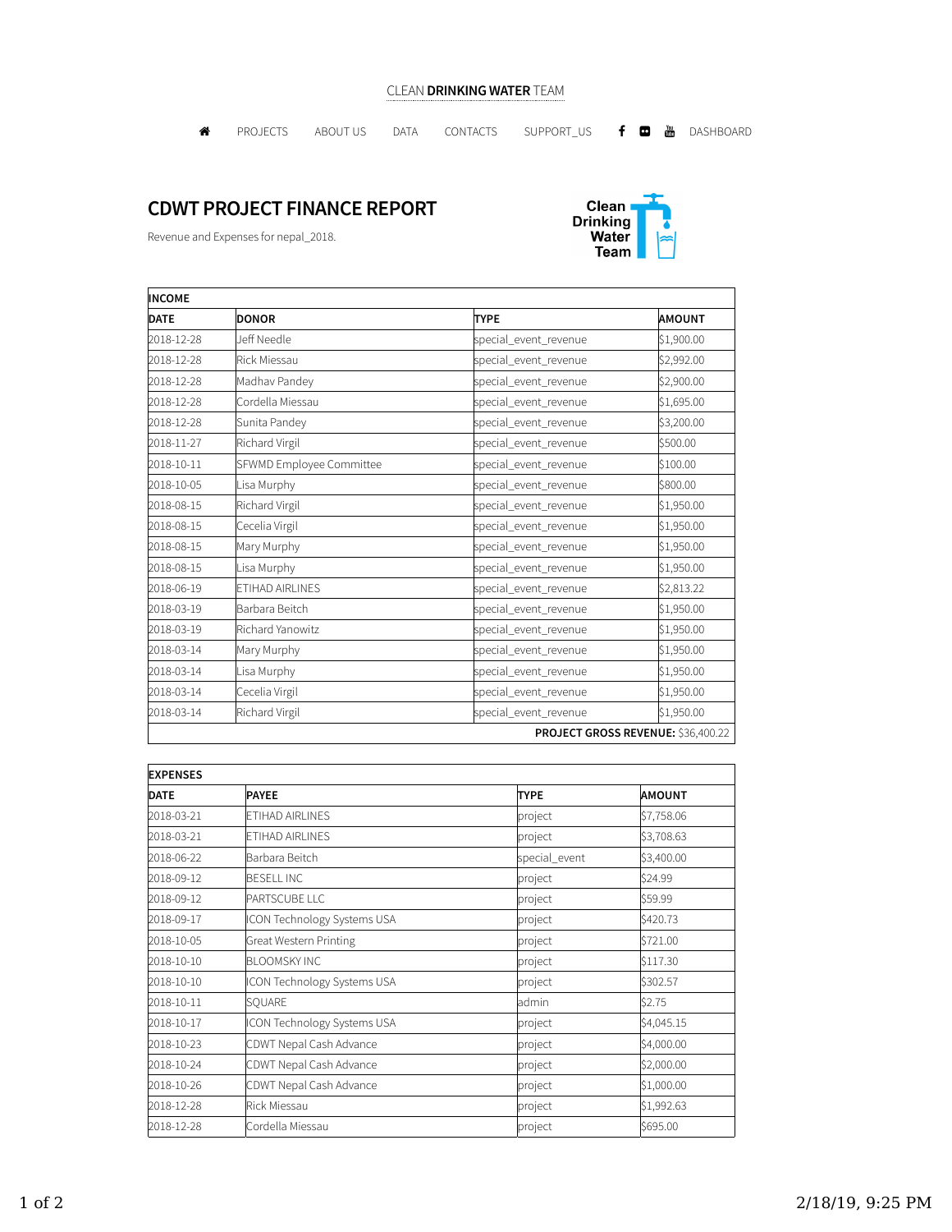CLEAN **DRINKING WATER** TEAM

PROJECTS ABOUT US DATA CONTACTS SUPPORT_US DASHBOARD

# CDWT PROJECT FINANCE REPORT

Revenue and Expenses for nepal_2018.

Clean Drinking Water Team

| **INCOME** | | | |
|---|---|---|---|
| **DATE** | **DONOR** | **TYPE** | **AMOUNT** |
| 2018-12-28 | Jeff Needle | special_event_revenue | $1,900.00 |
| 2018-12-28 | Rick Miessau | special_event_revenue | $2,992.00 |
| 2018-12-28 | Madhav Pandey | special_event_revenue | $2,900.00 |
| 2018-12-28 | Cordella Miessau | special_event_revenue | $1,695.00 |
| 2018-12-28 | Sunita Pandey | special_event_revenue | $3,200.00 |
| 2018-11-27 | Richard Virgil | special_event_revenue | $500.00 |
| 2018-10-11 | SFWMD Employee Committee | special_event_revenue | $100.00 |
| 2018-10-05 | Lisa Murphy | special_event_revenue | $800.00 |
| 2018-08-15 | Richard Virgil | special_event_revenue | $1,950.00 |
| 2018-08-15 | Cecelia Virgil | special_event_revenue | $1,950.00 |
| 2018-08-15 | Mary Murphy | special_event_revenue | $1,950.00 |
| 2018-08-15 | Lisa Murphy | special_event_revenue | $1,950.00 |
| 2018-06-19 | ETIHAD AIRLINES | special_event_revenue | $2,813.22 |
| 2018-03-19 | Barbara Beitch | special_event_revenue | $1,950.00 |
| 2018-03-19 | Richard Yanowitz | special_event_revenue | $1,950.00 |
| 2018-03-14 | Mary Murphy | special_event_revenue | $1,950.00 |
| 2018-03-14 | Lisa Murphy | special_event_revenue | $1,950.00 |
| 2018-03-14 | Cecelia Virgil | special_event_revenue | $1,950.00 |
| 2018-03-14 | Richard Virgil | special_event_revenue | $1,950.00 |
| | | | **PROJECT GROSS REVENUE:** $36,400.22 |

| **EXPENSES** | | | |
|---|---|---|---|
| **DATE** | **PAYEE** | **TYPE** | **AMOUNT** |
| 2018-03-21 | ETIHAD AIRLINES | project | $7,758.06 |
| 2018-03-21 | ETIHAD AIRLINES | project | $3,708.63 |
| 2018-06-22 | Barbara Beitch | special_event | $3,400.00 |
| 2018-09-12 | BESELL INC | project | $24.99 |
| 2018-09-12 | PARTSCUBE LLC | project | $59.99 |
| 2018-09-17 | ICON Technology Systems USA | project | $420.73 |
| 2018-10-05 | Great Western Printing | project | $721.00 |
| 2018-10-10 | BLOOMSKY INC | project | $117.30 |
| 2018-10-10 | ICON Technology Systems USA | project | $302.57 |
| 2018-10-11 | SQUARE | admin | $2.75 |
| 2018-10-17 | ICON Technology Systems USA | project | $4,045.15 |
| 2018-10-23 | CDWT Nepal Cash Advance | project | $4,000.00 |
| 2018-10-24 | CDWT Nepal Cash Advance | project | $2,000.00 |
| 2018-10-26 | CDWT Nepal Cash Advance | project | $1,000.00 |
| 2018-12-28 | Rick Miessau | project | $1,992.63 |
| 2018-12-28 | Cordella Miessau | project | $695.00 |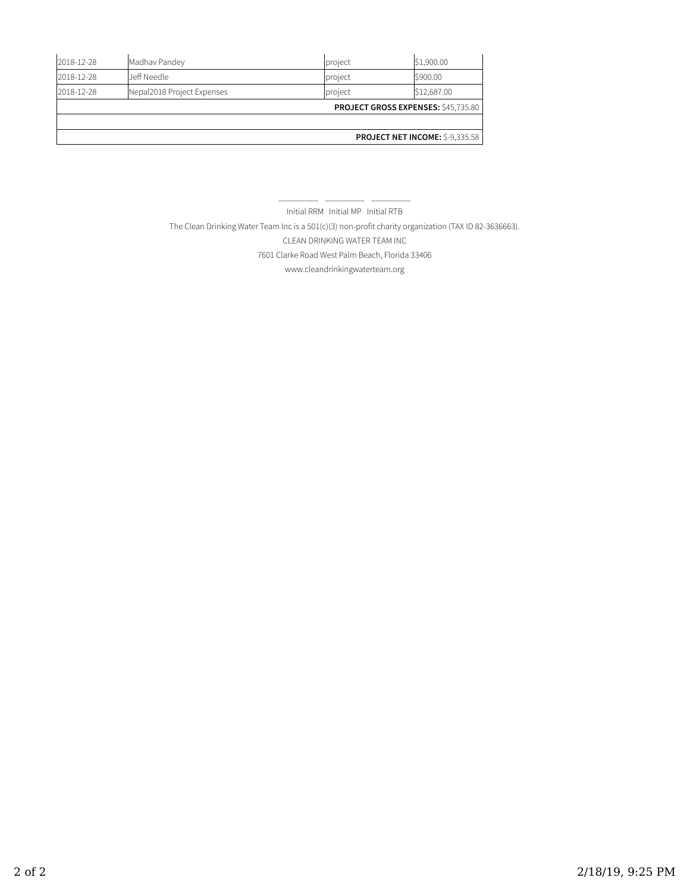| | | | |
|---|---|---|---|
| 2018-12-28 | Madhav Pandey | project | $1,900.00 |
| 2018-12-28 | Jeff Needle | project | $900.00 |
| 2018-12-28 | Nepal2018 Project Expenses | project | $12,687.00 |
| | | | **PROJECT GROSS EXPENSES:** $45,735.80 |
| | | | |
| | | | **PROJECT NET INCOME:** $-9,335.58 |

_________ _________ _________

Initial RRM Initial MP Initial RTB

The Clean Drinking Water Team Inc is a 501(c)(3) non-profit charity organization (TAX ID 82-3636663).

CLEAN DRINKING WATER TEAM INC

7601 Clarke Road West Palm Beach, Florida 33406

www.cleandrinkingwaterteam.org